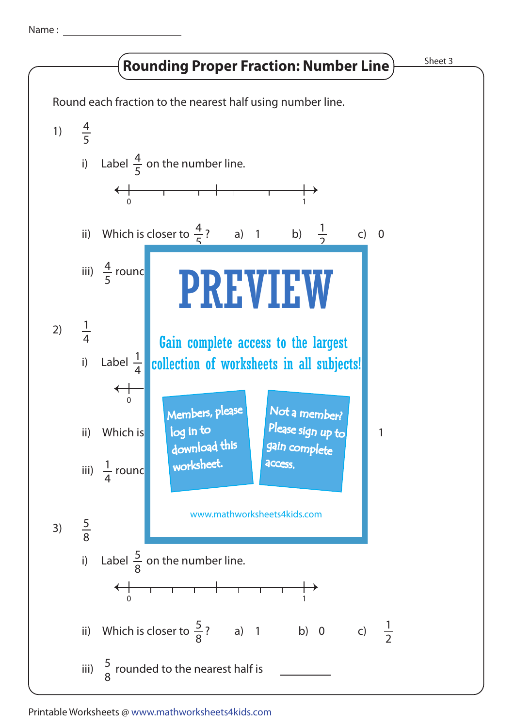Name : ____________________

# Rounding Proper Fraction: Number Line

Sheet 3

Round each fraction to the nearest half using number line.

1) $\frac{4}{5}$

i) Label $\frac{4}{5}$ on the number line.

0 ——————————————— 1

ii) Which is closer to $\frac{4}{5}$? a) 1 b) $\frac{1}{2}$ c) 0

iii) $\frac{4}{5}$ round

2) $\frac{1}{4}$

i) Label $\frac{1}{4}$

0

ii) Which is 1

iii) $\frac{1}{4}$ round

PREVIEW

Gain complete access to the largest collection of worksheets in all subjects!

Members, please log in to download this worksheet.

Not a member? Please sign up to gain complete access.

www.mathworksheets4kids.com

3) $\frac{5}{8}$

i) Label $\frac{5}{8}$ on the number line.

0 ——————————————— 1

ii) Which is closer to $\frac{5}{8}$? a) 1 b) 0 c) $\frac{1}{2}$

iii) $\frac{5}{8}$ rounded to the nearest half is ________

Printable Worksheets @ www.mathworksheets4kids.com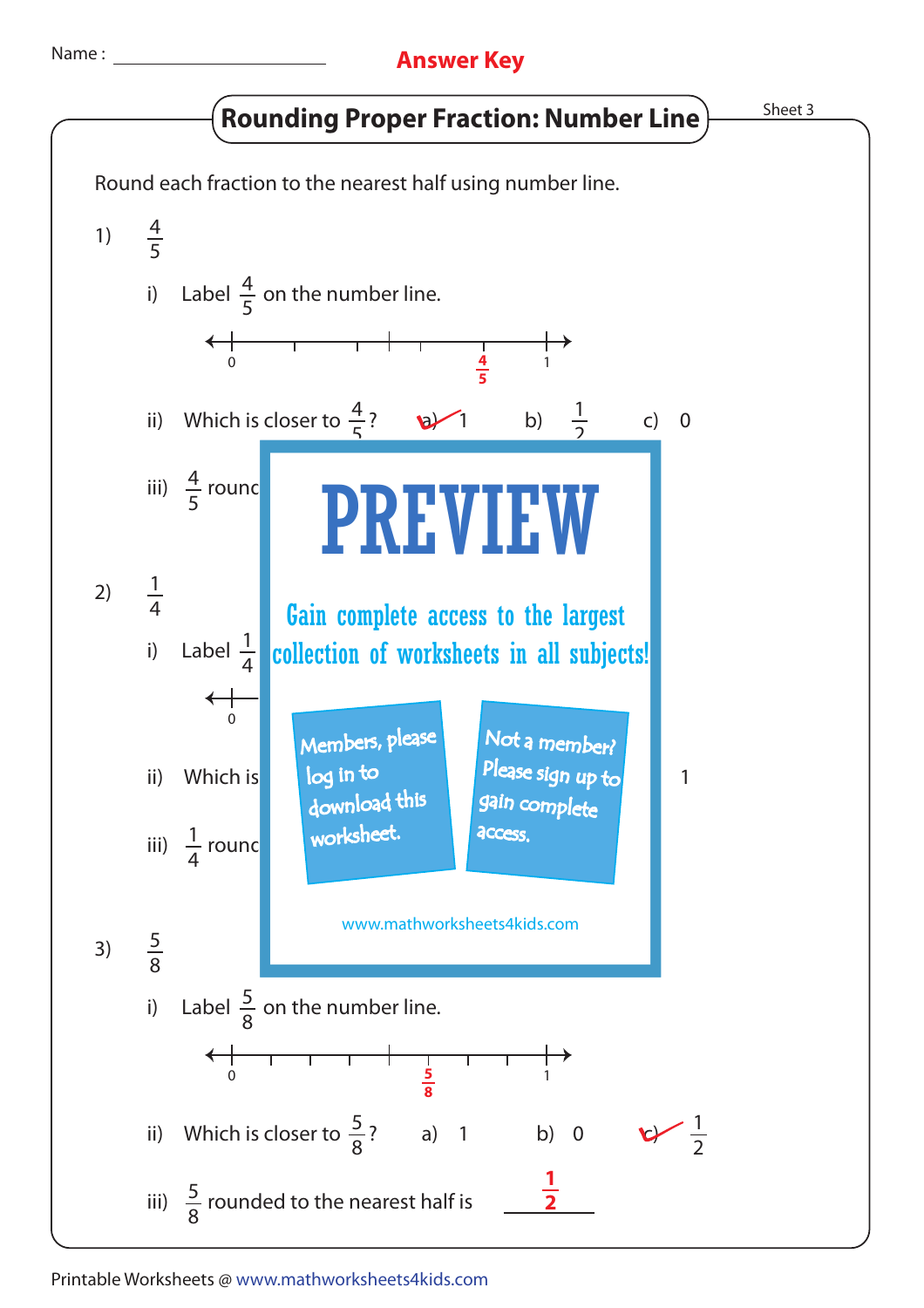Name : ______________________ **Answer Key**

# Rounding Proper Fraction: Number Line

Sheet 3

Round each fraction to the nearest half using number line.

1) $\frac{4}{5}$

i) Label $\frac{4}{5}$ on the number line.

0 $\frac{4}{5}$ 1

ii) Which is closer to $\frac{4}{5}$? a) 1 ✓ b) $\frac{1}{2}$ c) 0

iii) $\frac{4}{5}$ round

**PREVIEW**

Gain complete access to the largest collection of worksheets in all subjects!

Members, please log in to download this worksheet.

Not a member? Please sign up to gain complete access.

www.mathworksheets4kids.com

2) $\frac{1}{4}$

i) Label $\frac{1}{4}$

0

ii) Which is 1

iii) $\frac{1}{4}$ round

3) $\frac{5}{8}$

i) Label $\frac{5}{8}$ on the number line.

0 $\frac{5}{8}$ 1

ii) Which is closer to $\frac{5}{8}$? a) 1 b) 0 c) $\frac{1}{2}$ ✓

iii) $\frac{5}{8}$ rounded to the nearest half is $\underline{\frac{1}{2}}$

Printable Worksheets @ www.mathworksheets4kids.com